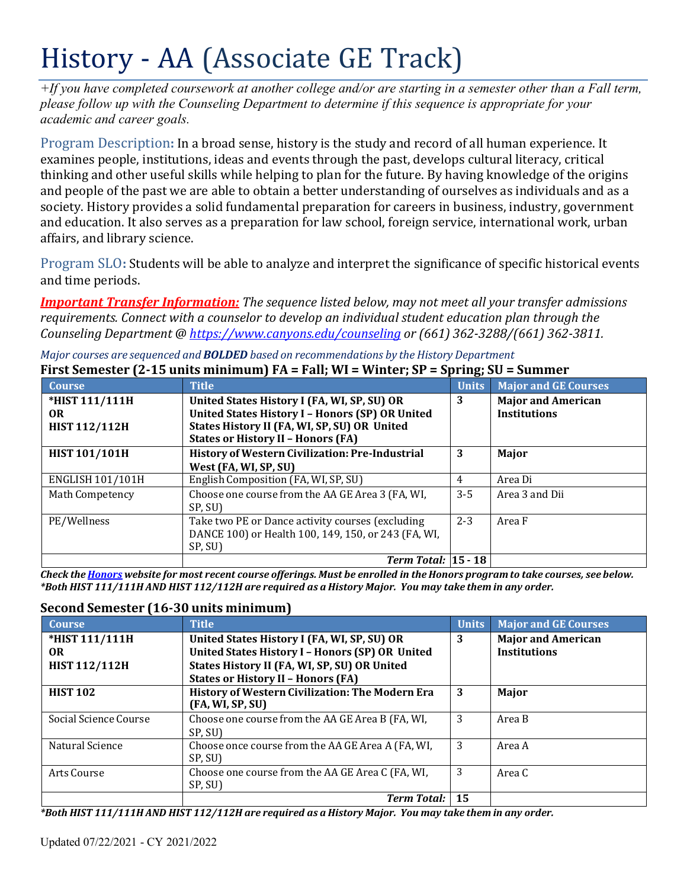# History - AA (Associate GE Track)

*+If you have completed coursework at another college and/or are starting in a semester other than a Fall term, please follow up with the Counseling Department to determine if this sequence is appropriate for your academic and career goals.*

Program Description**:** In a broad sense, history is the study and record of all human experience. It examines people, institutions, ideas and events through the past, develops cultural literacy, critical thinking and other useful skills while helping to plan for the future. By having knowledge of the origins and people of the past we are able to obtain a better understanding of ourselves as individuals and as a society. History provides a solid fundamental preparation for careers in business, industry, government and education. It also serves as a preparation for law school, foreign service, international work, urban affairs, and library science.

Program SLO**:** Students will be able to analyze and interpret the significance of specific historical events and time periods.

***Important Transfer Information:*** *The sequence listed below, may not meet all your transfer admissions requirements. Connect with a counselor to develop an individual student education plan through the Counseling Department @ https://www.canyons.edu/counseling or (661) 362-3288/(661) 362-3811.*

*Major courses are sequenced and **BOLDED** based on recommendations by the History Department*

**First Semester (2-15 units minimum) FA = Fall; WI = Winter; SP = Spring; SU = Summer**

| Course | Title | Units | Major and GE Courses |
|---|---|---|---|
| **\*HIST 111/111H OR HIST 112/112H** | **United States History I (FA, WI, SP, SU) OR United States History I – Honors (SP) OR United States History II (FA, WI, SP, SU) OR United States or History II – Honors (FA)** | **3** | **Major and American Institutions** |
| **HIST 101/101H** | **History of Western Civilization: Pre-Industrial West (FA, WI, SP, SU)** | **3** | **Major** |
| ENGLISH 101/101H | English Composition (FA, WI, SP, SU) | 4 | Area Di |
| Math Competency | Choose one course from the AA GE Area 3 (FA, WI, SP, SU) | 3-5 | Area 3 and Dii |
| PE/Wellness | Take two PE or Dance activity courses (excluding DANCE 100) or Health 100, 149, 150, or 243 (FA, WI, SP, SU) | 2-3 | Area F |
| | ***Term Total:*** | **15 - 18** | |

***Check the Honors website for most recent course offerings. Must be enrolled in the Honors program to take courses, see below.***
***\*Both HIST 111/111H AND HIST 112/112H are required as a History Major. You may take them in any order.***

**Second Semester (16-30 units minimum)**

| Course | Title | Units | Major and GE Courses |
|---|---|---|---|
| **\*HIST 111/111H OR HIST 112/112H** | **United States History I (FA, WI, SP, SU) OR United States History I – Honors (SP) OR United States History II (FA, WI, SP, SU) OR United States or History II – Honors (FA)** | **3** | **Major and American Institutions** |
| **HIST 102** | **History of Western Civilization: The Modern Era (FA, WI, SP, SU)** | **3** | **Major** |
| Social Science Course | Choose one course from the AA GE Area B (FA, WI, SP, SU) | 3 | Area B |
| Natural Science | Choose once course from the AA GE Area A (FA, WI, SP, SU) | 3 | Area A |
| Arts Course | Choose one course from the AA GE Area C (FA, WI, SP, SU) | 3 | Area C |
| | ***Term Total:*** | **15** | |

***\*Both HIST 111/111H AND HIST 112/112H are required as a History Major. You may take them in any order.***

Updated 07/22/2021 - CY 2021/2022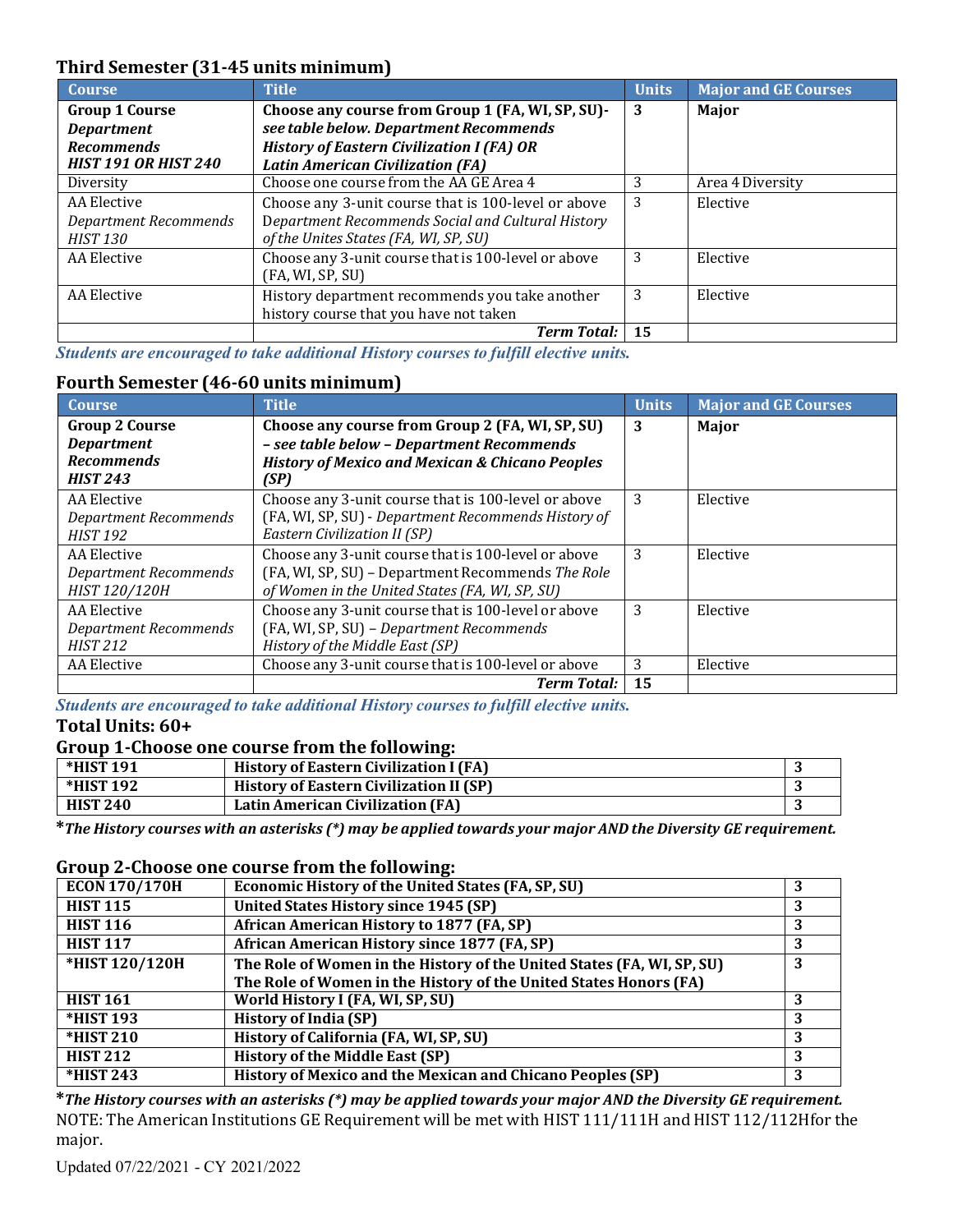### Third Semester (31-45 units minimum)

| Course | Title | Units | Major and GE Courses |
|---|---|---|---|
| **Group 1 Course** ***Department Recommends HIST 191 OR HIST 240*** | **Choose any course from Group 1 (FA, WI, SP, SU)- see table below.** ***Department Recommends History of Eastern Civilization I (FA) OR Latin American Civilization (FA)*** | **3** | **Major** |
| Diversity | Choose one course from the AA GE Area 4 | 3 | Area 4 Diversity |
| AA Elective *Department Recommends HIST 130* | Choose any 3-unit course that is 100-level or above *Department Recommends Social and Cultural History of the Unites States (FA, WI, SP, SU)* | 3 | Elective |
| AA Elective | Choose any 3-unit course that is 100-level or above (FA, WI, SP, SU) | 3 | Elective |
| AA Elective | History department recommends you take another history course that you have not taken | 3 | Elective |
| | ***Term Total:*** | **15** | |

***Students are encouraged to take additional History courses to fulfill elective units.***

### Fourth Semester (46-60 units minimum)

| Course | Title | Units | Major and GE Courses |
|---|---|---|---|
| **Group 2 Course** ***Department Recommends HIST 243*** | **Choose any course from Group 2 (FA, WI, SP, SU) –** ***see table below – Department Recommends History of Mexico and Mexican & Chicano Peoples (SP)*** | **3** | **Major** |
| AA Elective *Department Recommends HIST 192* | Choose any 3-unit course that is 100-level or above (FA, WI, SP, SU) - *Department Recommends History of Eastern Civilization II (SP)* | 3 | Elective |
| AA Elective *Department Recommends HIST 120/120H* | Choose any 3-unit course that is 100-level or above (FA, WI, SP, SU) – Department Recommends *The Role of Women in the United States (FA, WI, SP, SU)* | 3 | Elective |
| AA Elective *Department Recommends HIST 212* | Choose any 3-unit course that is 100-level or above (FA, WI, SP, SU) – *Department Recommends History of the Middle East (SP)* | 3 | Elective |
| AA Elective | Choose any 3-unit course that is 100-level or above | 3 | Elective |
| | ***Term Total:*** | **15** | |

***Students are encouraged to take additional History courses to fulfill elective units.***

### Total Units: 60+

### Group 1-Choose one course from the following:

| Course | Title | Units |
|---|---|---|
| **\*HIST 191** | **History of Eastern Civilization I (FA)** | **3** |
| **\*HIST 192** | **History of Eastern Civilization II (SP)** | **3** |
| **HIST 240** | **Latin American Civilization (FA)** | **3** |

**\****The History courses with an asterisks (\*) may be applied towards your major AND the Diversity GE requirement.*

### Group 2-Choose one course from the following:

| Course | Title | Units |
|---|---|---|
| **ECON 170/170H** | **Economic History of the United States (FA, SP, SU)** | **3** |
| **HIST 115** | **United States History since 1945 (SP)** | **3** |
| **HIST 116** | **African American History to 1877 (FA, SP)** | **3** |
| **HIST 117** | **African American History since 1877 (FA, SP)** | **3** |
| **\*HIST 120/120H** | **The Role of Women in the History of the United States (FA, WI, SP, SU)** **The Role of Women in the History of the United States Honors (FA)** | **3** |
| **HIST 161** | **World History I (FA, WI, SP, SU)** | **3** |
| **\*HIST 193** | **History of India (SP)** | **3** |
| **\*HIST 210** | **History of California (FA, WI, SP, SU)** | **3** |
| **HIST 212** | **History of the Middle East (SP)** | **3** |
| **\*HIST 243** | **History of Mexico and the Mexican and Chicano Peoples (SP)** | **3** |

**\****The History courses with an asterisks (\*) may be applied towards your major AND the Diversity GE requirement.*

NOTE: The American Institutions GE Requirement will be met with HIST 111/111H and HIST 112/112Hfor the major.

Updated 07/22/2021 - CY 2021/2022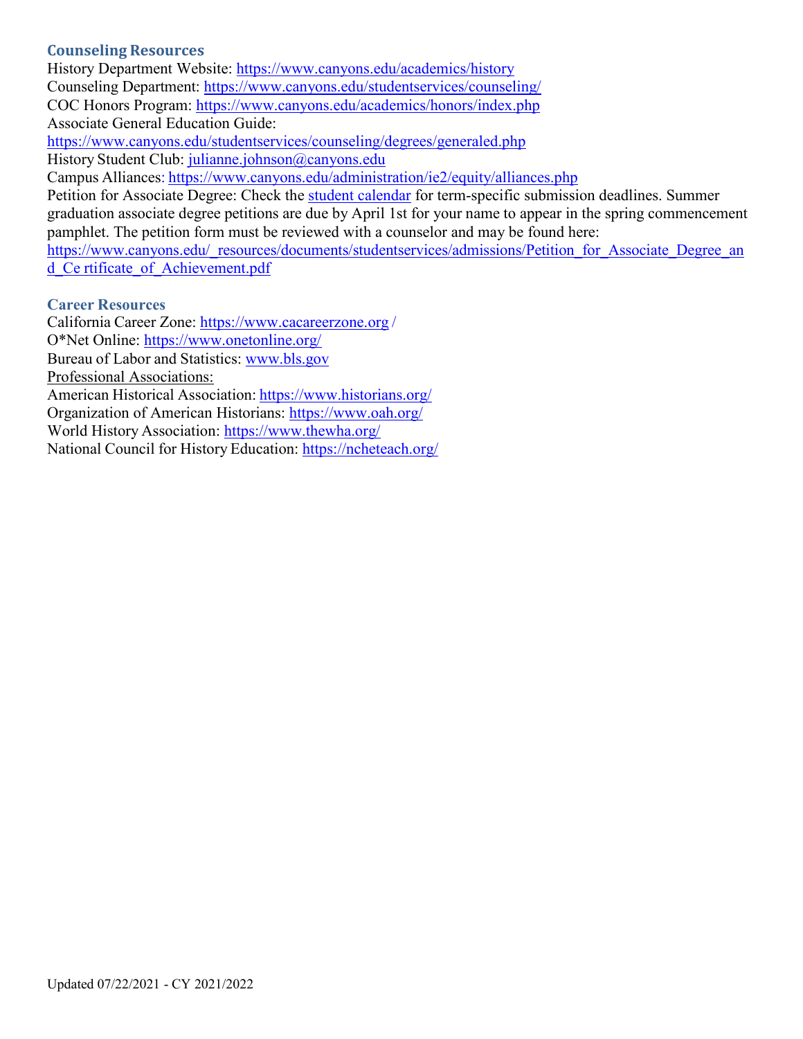### Counseling Resources

History Department Website: https://www.canyons.edu/academics/history
Counseling Department: https://www.canyons.edu/studentservices/counseling/
COC Honors Program: https://www.canyons.edu/academics/honors/index.php
Associate General Education Guide:
https://www.canyons.edu/studentservices/counseling/degrees/generaled.php
History Student Club: julianne.johnson@canyons.edu
Campus Alliances: https://www.canyons.edu/administration/ie2/equity/alliances.php
Petition for Associate Degree: Check the student calendar for term-specific submission deadlines. Summer graduation associate degree petitions are due by April 1st for your name to appear in the spring commencement pamphlet. The petition form must be reviewed with a counselor and may be found here:
https://www.canyons.edu/_resources/documents/studentservices/admissions/Petition_for_Associate_Degree_and_Ce rtificate_of_Achievement.pdf

### Career Resources

California Career Zone: https://www.cacareerzone.org /
O*Net Online: https://www.onetonline.org/
Bureau of Labor and Statistics: www.bls.gov
Professional Associations:
American Historical Association: https://www.historians.org/
Organization of American Historians: https://www.oah.org/
World History Association: https://www.thewha.org/
National Council for History Education: https://ncheteach.org/

Updated 07/22/2021 - CY 2021/2022